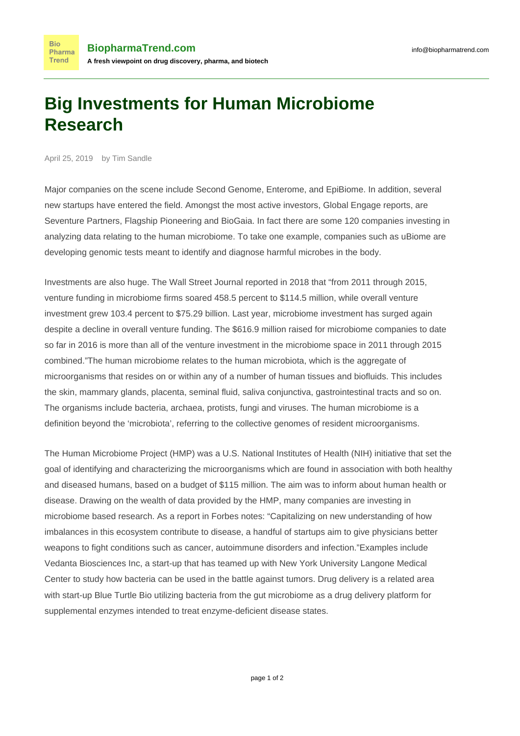# Big Investments for Human Microbiome Research

April 25, 2019 by Tim Sandle

Major companies on the scene include Second Genome, Enterome, and EpiBiome. In addition, several new startups have entered the field. Amongst the most active investors, Global Engage reports, are Seventure Partners, Flagship Pioneering and BioGaia. In fact there are some 120 companies investing in analyzing data relating to the human microbiome. To take one example, companies such as uBiome are developing genomic tests meant to identify and diagnose harmful microbes in the body.

Investments are also huge. The Wall Street Journal reported in 2018 that "from 2011 through 2015, venture funding in microbiome firms soared 458.5 percent to $114.5 million, while overall venture investment grew 103.4 percent to $75.29 billion. Last year, microbiome investment has surged again despite a decline in overall venture funding. The $616.9 million raised for microbiome companies to date so far in 2016 is more than all of the venture investment in the microbiome space in 2011 through 2015 combined."The human microbiome relates to the human microbiota, which is the aggregate of microorganisms that resides on or within any of a number of human tissues and biofluids. This includes the skin, mammary glands, placenta, seminal fluid, saliva conjunctiva, gastrointestinal tracts and so on. The organisms include bacteria, archaea, protists, fungi and viruses. The human microbiome is a definition beyond the 'microbiota', referring to the collective genomes of resident microorganisms.

The Human Microbiome Project (HMP) was a U.S. National Institutes of Health (NIH) initiative that set the goal of identifying and characterizing the microorganisms which are found in association with both healthy and diseased humans, based on a budget of $115 million. The aim was to inform about human health or disease. Drawing on the wealth of data provided by the HMP, many companies are investing in microbiome based research. As a report in Forbes notes: "Capitalizing on new understanding of how imbalances in this ecosystem contribute to disease, a handful of startups aim to give physicians better weapons to fight conditions such as cancer, autoimmune disorders and infection."Examples include Vedanta Biosciences Inc, a start-up that has teamed up with New York University Langone Medical Center to study how bacteria can be used in the battle against tumors. Drug delivery is a related area with start-up Blue Turtle Bio utilizing bacteria from the gut microbiome as a drug delivery platform for supplemental enzymes intended to treat enzyme-deficient disease states.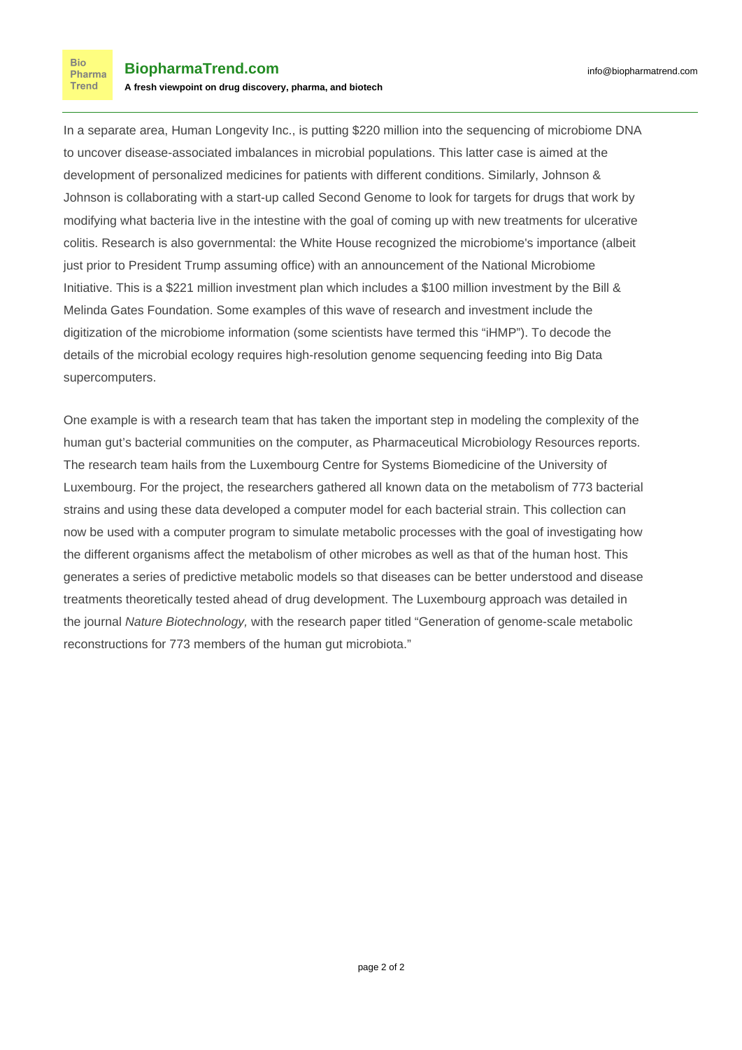In a separate area, Human Longevity Inc., is putting $220 million into the sequencing of microbiome DNA to uncover disease-associated imbalances in microbial populations. This latter case is aimed at the development of personalized medicines for patients with different conditions. Similarly, Johnson & Johnson is collaborating with a start-up called Second Genome to look for targets for drugs that work by modifying what bacteria live in the intestine with the goal of coming up with new treatments for ulcerative colitis. Research is also governmental: the White House recognized the microbiome's importance (albeit just prior to President Trump assuming office) with an announcement of the National Microbiome Initiative. This is a $221 million investment plan which includes a $100 million investment by the Bill & Melinda Gates Foundation. Some examples of this wave of research and investment include the digitization of the microbiome information (some scientists have termed this “iHMP”). To decode the details of the microbial ecology requires high-resolution genome sequencing feeding into Big Data supercomputers.

One example is with a research team that has taken the important step in modeling the complexity of the human gut’s bacterial communities on the computer, as Pharmaceutical Microbiology Resources reports. The research team hails from the Luxembourg Centre for Systems Biomedicine of the University of Luxembourg. For the project, the researchers gathered all known data on the metabolism of 773 bacterial strains and using these data developed a computer model for each bacterial strain. This collection can now be used with a computer program to simulate metabolic processes with the goal of investigating how the different organisms affect the metabolism of other microbes as well as that of the human host. This generates a series of predictive metabolic models so that diseases can be better understood and disease treatments theoretically tested ahead of drug development. The Luxembourg approach was detailed in the journal *Nature Biotechnology,* with the research paper titled “Generation of genome-scale metabolic reconstructions for 773 members of the human gut microbiota.”